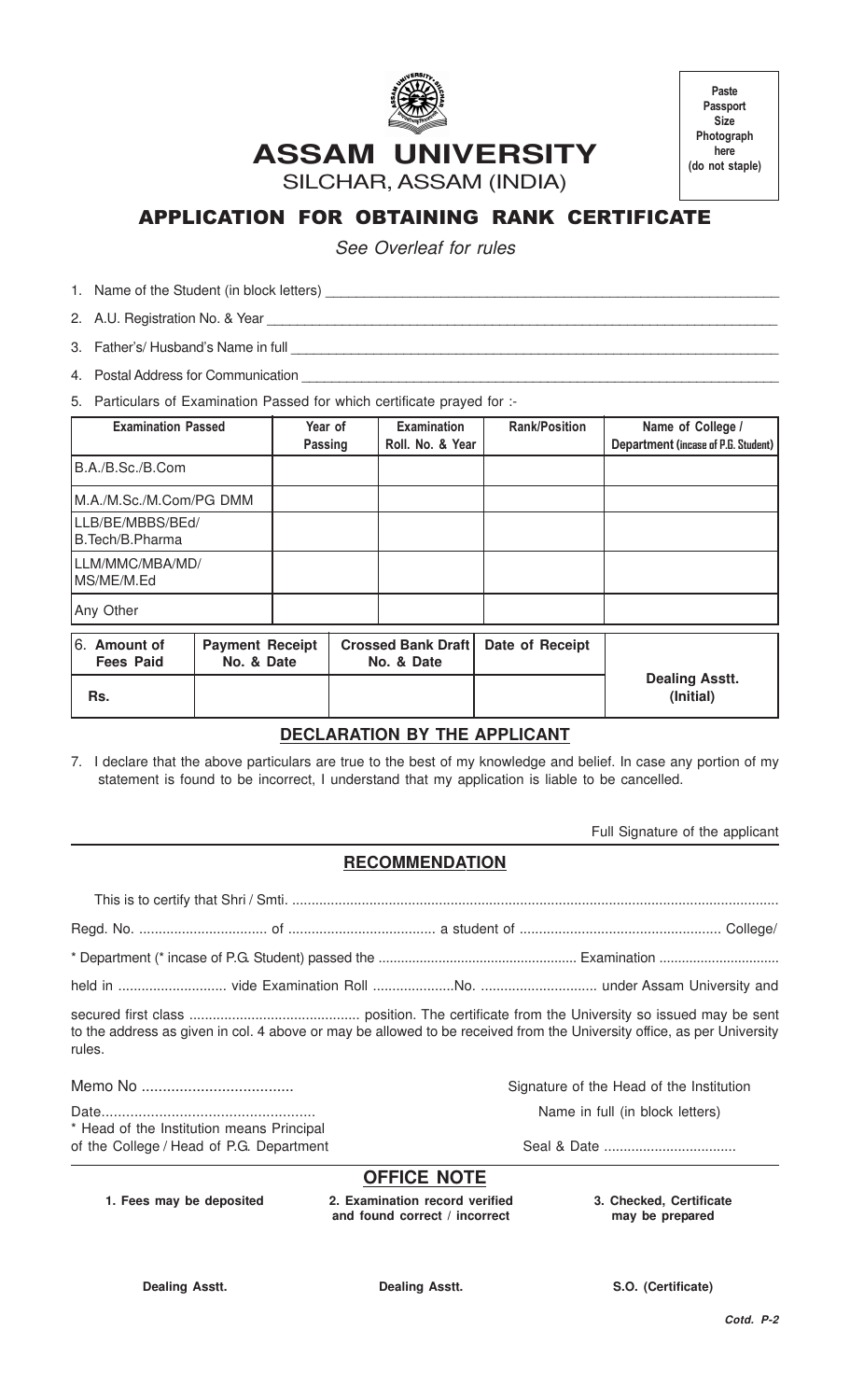Paste Passport Size Photograph here (do not staple)

# ASSAM UNIVERSITY

SILCHAR, ASSAM (INDIA)

## APPLICATION FOR OBTAINING RANK CERTIFICATE

*See Overleaf for rules*

1. Name of the Student (in block letters) ____________________
2. A.U. Registration No. & Year ____________________
3. Father's/ Husband's Name in full ____________________
4. Postal Address for Communication ____________________
5. Particulars of Examination Passed for which certificate prayed for :-

| Examination Passed | Year of Passing | Examination Roll. No. & Year | Rank/Position | Name of College / Department (incase of P.G. Student) |
|---|---|---|---|---|
| B.A./B.Sc./B.Com | | | | |
| M.A./M.Sc./M.Com/PG DMM | | | | |
| LLB/BE/MBBS/BEd/ B.Tech/B.Pharma | | | | |
| LLM/MMC/MBA/MD/ MS/ME/M.Ed | | | | |
| Any Other | | | | |

| 6. Amount of Fees Paid | Payment Receipt No. & Date | Crossed Bank Draft No. & Date | Date of Receipt | Dealing Asstt. (Initial) |
|---|---|---|---|---|
| Rs. | | | | |

### DECLARATION BY THE APPLICANT

7. I declare that the above particulars are true to the best of my knowledge and belief. In case any portion of my statement is found to be incorrect, I understand that my application is liable to be cancelled.

Full Signature of the applicant

### RECOMMENDATION

This is to certify that Shri / Smti. ..............................................................................................................................

Regd. No. ................................. of ...................................... a student of .................................................... College/

\* Department (\* incase of P.G. Student) passed the ..................................................... Examination ................................

held in ............................ vide Examination Roll .....................No. .............................. under Assam University and

secured first class ............................................ position. The certificate from the University so issued may be sent to the address as given in col. 4 above or may be allowed to be received from the University office, as per University rules.

Memo No ....................................

Date....................................................

\* Head of the Institution means Principal of the College / Head of P.G. Department

Signature of the Head of the Institution

Name in full (in block letters)

Seal & Date ..................................

### OFFICE NOTE

| 1. Fees may be deposited | 2. Examination record verified and found correct / incorrect | 3. Checked, Certificate may be prepared |
|---|---|---|
| Dealing Asstt. | Dealing Asstt. | S.O. (Certificate) |

*Cotd. P-2*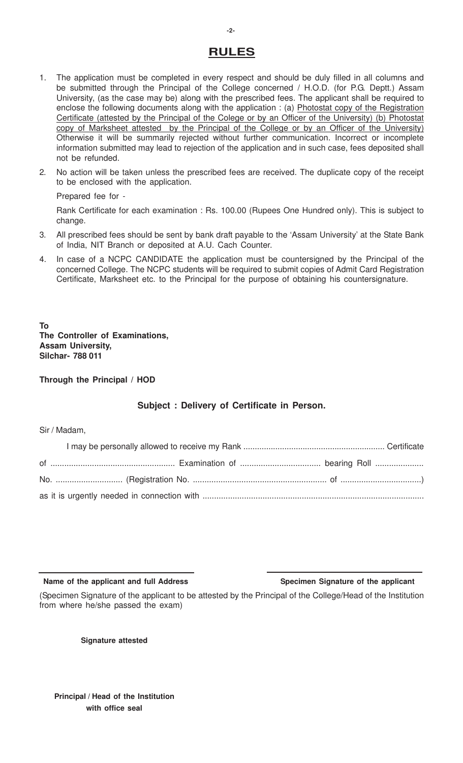# RULES

1. The application must be completed in every respect and should be duly filled in all columns and be submitted through the Principal of the College concerned / H.O.D. (for P.G. Deptt.) Assam University, (as the case may be) along with the prescribed fees. The applicant shall be required to enclose the following documents along with the application : (a) Photostat copy of the Registration Certificate (attested by the Principal of the Colege or by an Officer of the University) (b) Photostat copy of Marksheet attested by the Principal of the College or by an Officer of the University) Otherwise it will be summarily rejected without further communication. Incorrect or incomplete information submitted may lead to rejection of the application and in such case, fees deposited shall not be refunded.

2. No action will be taken unless the prescribed fees are received. The duplicate copy of the receipt to be enclosed with the application.

   Prepared fee for -

   Rank Certificate for each examination : Rs. 100.00 (Rupees One Hundred only). This is subject to change.

3. All prescribed fees should be sent by bank draft payable to the 'Assam University' at the State Bank of India, NIT Branch or deposited at A.U. Cach Counter.

4. In case of a NCPC CANDIDATE the application must be countersigned by the Principal of the concerned College. The NCPC students will be required to submit copies of Admit Card Registration Certificate, Marksheet etc. to the Principal for the purpose of obtaining his countersignature.

**To**
**The Controller of Examinations,**
**Assam University,**
**Silchar- 788 011**

**Through the Principal / HOD**

**Subject : Delivery of Certificate in Person.**

Sir / Madam,

I may be personally allowed to receive my Rank .............................................................. Certificate of ...................................................... Examination of .................................. bearing Roll ..................... No. ............................. (Registration No. .......................................................... of ..................................) as it is urgently needed in connection with ..............................................................................................

**Name of the applicant and full Address** &nbsp;&nbsp;&nbsp;&nbsp;&nbsp;&nbsp;&nbsp;&nbsp; **Specimen Signature of the applicant**

(Specimen Signature of the applicant to be attested by the Principal of the College/Head of the Institution from where he/she passed the exam)

**Signature attested**

**Principal / Head of the Institution**
**with office seal**